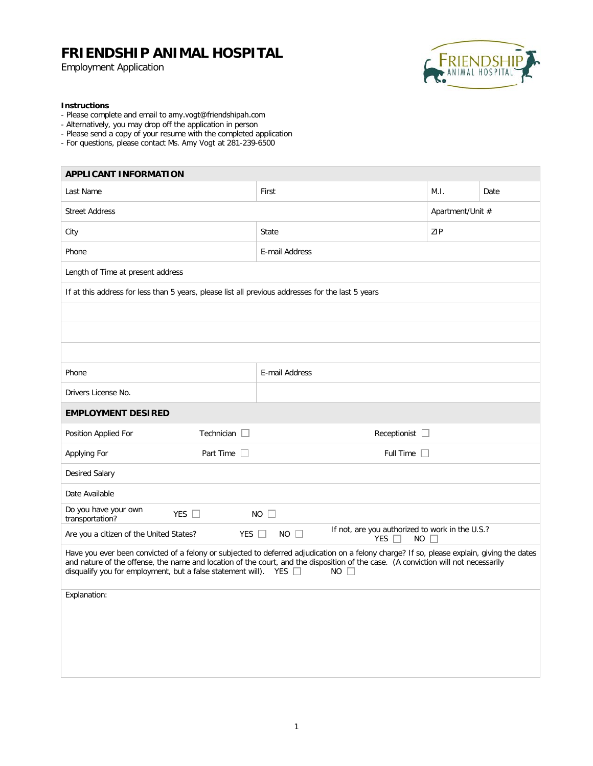# FRIENDSHIP ANIMAL HOSPITAL

Employment Application

**Instructions**

- Please complete and email to amy.vogt@friendshipah.com
- Alternatively, you may drop off the application in person
- Please send a copy of your resume with the completed application
- For questions, please contact Ms. Amy Vogt at 281-239-6500

| **APPLICANT INFORMATION** | | | |
|---|---|---|---|
| Last Name | First | M.I. | Date |
| Street Address | | Apartment/Unit # | |
| City | State | ZIP | |
| Phone | E-mail Address | | |
| Length of Time at present address | | | |
| If at this address for less than 5 years, please list all previous addresses for the last 5 years | | | |
| | | | |
| | | | |
| | | | |
| Phone | E-mail Address | | |
| Drivers License No. | | | |

| **EMPLOYMENT DESIRED** | | | |
|---|---|---|---|
| Position Applied For | Technician ☐ | Receptionist ☐ | |
| Applying For | Part Time ☐ | Full Time ☐ | |
| Desired Salary | | | |
| Date Available | | | |
| Do you have your own transportation? | YES ☐ | NO ☐ | |
| Are you a citizen of the United States? | YES ☐ | NO ☐ | If not, are you authorized to work in the U.S.? YES ☐ NO ☐ |

Have you ever been convicted of a felony or subjected to deferred adjudication on a felony charge? If so, please explain, giving the dates and nature of the offense, the name and location of the court, and the disposition of the case. (A conviction will not necessarily disqualify you for employment, but a false statement will). YES ☐ NO ☐

Explanation: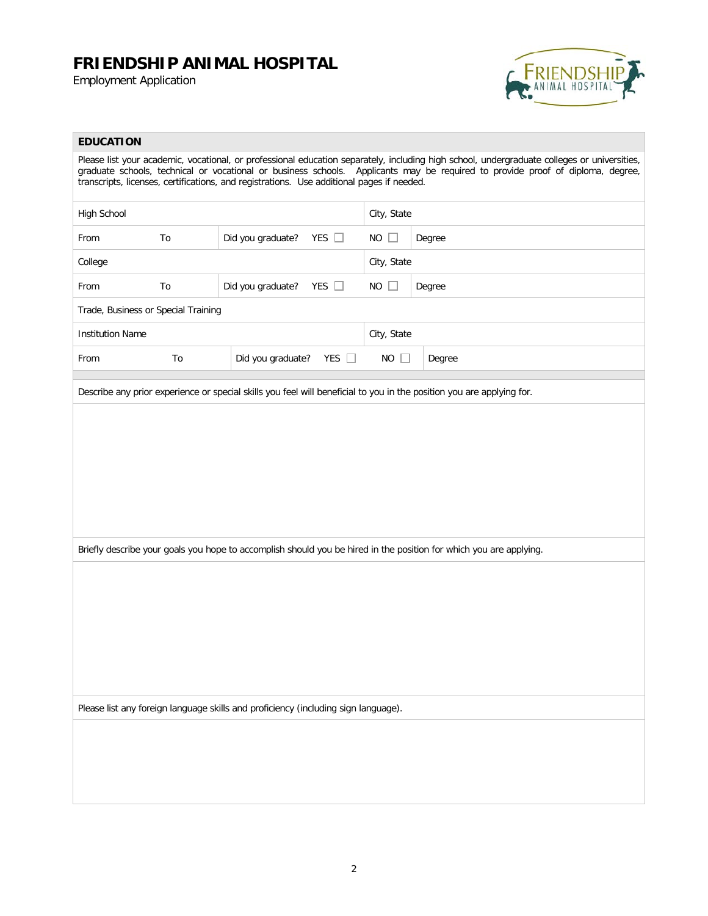# FRIENDSHIP ANIMAL HOSPITAL

Employment Application

## EDUCATION

Please list your academic, vocational, or professional education separately, including high school, undergraduate colleges or universities, graduate schools, technical or vocational or business schools. Applicants may be required to provide proof of diploma, degree, transcripts, licenses, certifications, and registrations. Use additional pages if needed.

| High School | | | | City, State |
|---|---|---|---|---|
| From | To | Did you graduate? YES ☐ | NO ☐ | Degree |
| College | | | | City, State |
| From | To | Did you graduate? YES ☐ | NO ☐ | Degree |
| Trade, Business or Special Training | | | | |
| Institution Name | | | | City, State |
| From | To | Did you graduate? YES ☐ | NO ☐ | Degree |

Describe any prior experience or special skills you feel will beneficial to you in the position you are applying for.

Briefly describe your goals you hope to accomplish should you be hired in the position for which you are applying.

Please list any foreign language skills and proficiency (including sign language).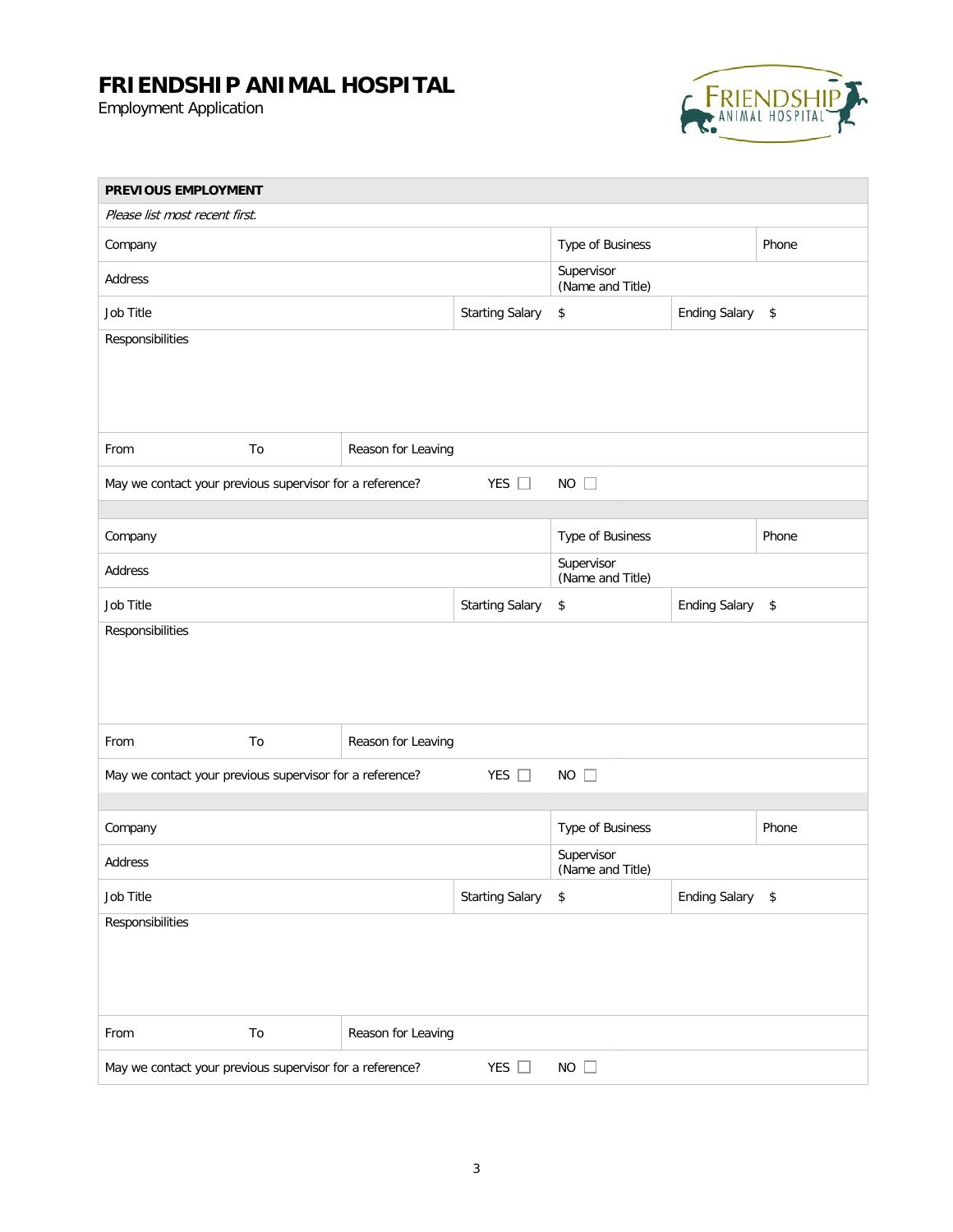# FRIENDSHIP ANIMAL HOSPITAL

Employment Application

| PREVIOUS EMPLOYMENT | | | | | |
|---|---|---|---|---|---|
| *Please list most recent first.* | | | | | |
| Company | | | Type of Business | | Phone |
| Address | | | Supervisor (Name and Title) | | |
| Job Title | | Starting Salary | $ | Ending Salary | $ |
| Responsibilities | | | | | |
| From | To | Reason for Leaving | | | |
| May we contact your previous supervisor for a reference? | | YES ☐ | NO ☐ | | |
| | | | | | |
| Company | | | Type of Business | | Phone |
| Address | | | Supervisor (Name and Title) | | |
| Job Title | | Starting Salary | $ | Ending Salary | $ |
| Responsibilities | | | | | |
| From | To | Reason for Leaving | | | |
| May we contact your previous supervisor for a reference? | | YES ☐ | NO ☐ | | |
| | | | | | |
| Company | | | Type of Business | | Phone |
| Address | | | Supervisor (Name and Title) | | |
| Job Title | | Starting Salary | $ | Ending Salary | $ |
| Responsibilities | | | | | |
| From | To | Reason for Leaving | | | |
| May we contact your previous supervisor for a reference? | | YES ☐ | NO ☐ | | |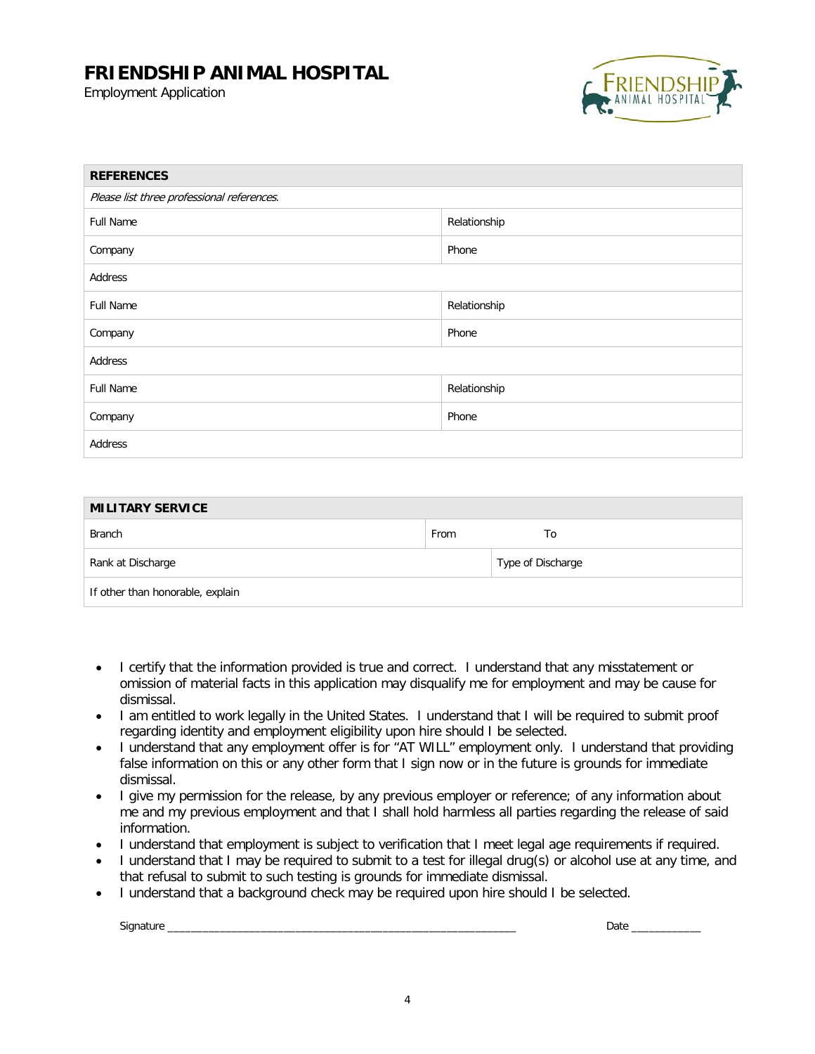# FRIENDSHIP ANIMAL HOSPITAL

Employment Application

| REFERENCES | |
|---|---|
| *Please list three professional references.* | |
| Full Name | Relationship |
| Company | Phone |
| Address | |
| Full Name | Relationship |
| Company | Phone |
| Address | |
| Full Name | Relationship |
| Company | Phone |
| Address | |

| MILITARY SERVICE | | |
|---|---|---|
| Branch | From | To |
| Rank at Discharge | | Type of Discharge |
| If other than honorable, explain | | |

- I certify that the information provided is true and correct. I understand that any misstatement or omission of material facts in this application may disqualify me for employment and may be cause for dismissal.
- I am entitled to work legally in the United States. I understand that I will be required to submit proof regarding identity and employment eligibility upon hire should I be selected.
- I understand that any employment offer is for "AT WILL" employment only. I understand that providing false information on this or any other form that I sign now or in the future is grounds for immediate dismissal.
- I give my permission for the release, by any previous employer or reference; of any information about me and my previous employment and that I shall hold harmless all parties regarding the release of said information.
- I understand that employment is subject to verification that I meet legal age requirements if required.
- I understand that I may be required to submit to a test for illegal drug(s) or alcohol use at any time, and that refusal to submit to such testing is grounds for immediate dismissal.
- I understand that a background check may be required upon hire should I be selected.

Signature ________________________________________________________ Date ___________